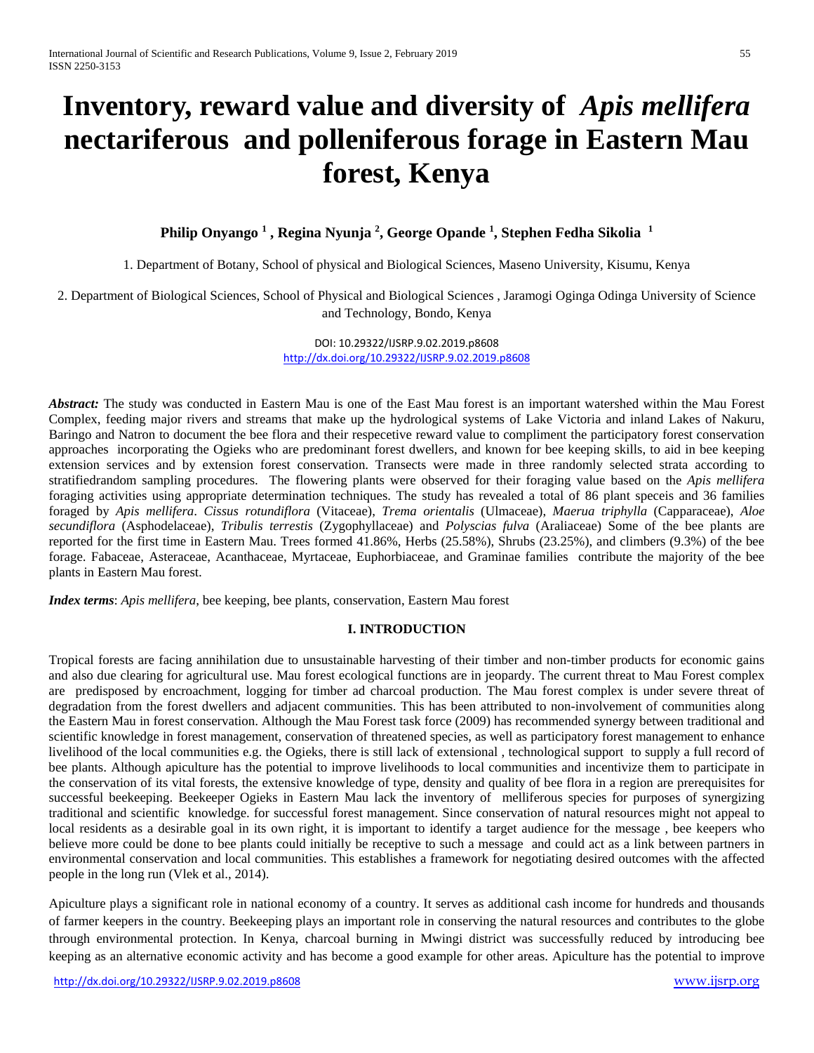# Inventory, reward value and diversity of *Apis mellifera* nectariferous and polleniferous forage in Eastern Mau forest, Kenya

**Philip Onyango [1], Regina Nyunja [2], George Opande [1], Stephen Fedha Sikolia [1]**

1. Department of Botany, School of physical and Biological Sciences, Maseno University, Kisumu, Kenya

2. Department of Biological Sciences, School of Physical and Biological Sciences , Jaramogi Oginga Odinga University of Science and Technology, Bondo, Kenya

DOI: 10.29322/IJSRP.9.02.2019.p8608
http://dx.doi.org/10.29322/IJSRP.9.02.2019.p8608

***Abstract:*** The study was conducted in Eastern Mau is one of the East Mau forest is an important watershed within the Mau Forest Complex, feeding major rivers and streams that make up the hydrological systems of Lake Victoria and inland Lakes of Nakuru, Baringo and Natron to document the bee flora and their respecetive reward value to compliment the participatory forest conservation approaches incorporating the Ogieks who are predominant forest dwellers, and known for bee keeping skills, to aid in bee keeping extension services and by extension forest conservation. Transects were made in three randomly selected strata according to stratifiedrandom sampling procedures. The flowering plants were observed for their foraging value based on the *Apis mellifera* foraging activities using appropriate determination techniques. The study has revealed a total of 86 plant speceis and 36 families foraged by *Apis mellifera*. *Cissus rotundiflora* (Vitaceae), *Trema orientalis* (Ulmaceae), *Maerua triphylla* (Capparaceae), *Aloe secundiflora* (Asphodelaceae), *Tribulis terrestis* (Zygophyllaceae) and *Polyscias fulva* (Araliaceae) Some of the bee plants are reported for the first time in Eastern Mau. Trees formed 41.86%, Herbs (25.58%), Shrubs (23.25%), and climbers (9.3%) of the bee forage. Fabaceae, Asteraceae, Acanthaceae, Myrtaceae, Euphorbiaceae, and Graminae families contribute the majority of the bee plants in Eastern Mau forest.

***Index terms***: *Apis mellifera,* bee keeping, bee plants, conservation, Eastern Mau forest

## I. INTRODUCTION

Tropical forests are facing annihilation due to unsustainable harvesting of their timber and non-timber products for economic gains and also due clearing for agricultural use. Mau forest ecological functions are in jeopardy. The current threat to Mau Forest complex are predisposed by encroachment, logging for timber ad charcoal production. The Mau forest complex is under severe threat of degradation from the forest dwellers and adjacent communities. This has been attributed to non-involvement of communities along the Eastern Mau in forest conservation. Although the Mau Forest task force (2009) has recommended synergy between traditional and scientific knowledge in forest management, conservation of threatened species, as well as participatory forest management to enhance livelihood of the local communities e.g. the Ogieks, there is still lack of extensional , technological support to supply a full record of bee plants. Although apiculture has the potential to improve livelihoods to local communities and incentivize them to participate in the conservation of its vital forests, the extensive knowledge of type, density and quality of bee flora in a region are prerequisites for successful beekeeping. Beekeeper Ogieks in Eastern Mau lack the inventory of melliferous species for purposes of synergizing traditional and scientific knowledge. for successful forest management. Since conservation of natural resources might not appeal to local residents as a desirable goal in its own right, it is important to identify a target audience for the message , bee keepers who believe more could be done to bee plants could initially be receptive to such a message and could act as a link between partners in environmental conservation and local communities. This establishes a framework for negotiating desired outcomes with the affected people in the long run (Vlek et al., 2014).

Apiculture plays a significant role in national economy of a country. It serves as additional cash income for hundreds and thousands of farmer keepers in the country. Beekeeping plays an important role in conserving the natural resources and contributes to the globe through environmental protection. In Kenya, charcoal burning in Mwingi district was successfully reduced by introducing bee keeping as an alternative economic activity and has become a good example for other areas. Apiculture has the potential to improve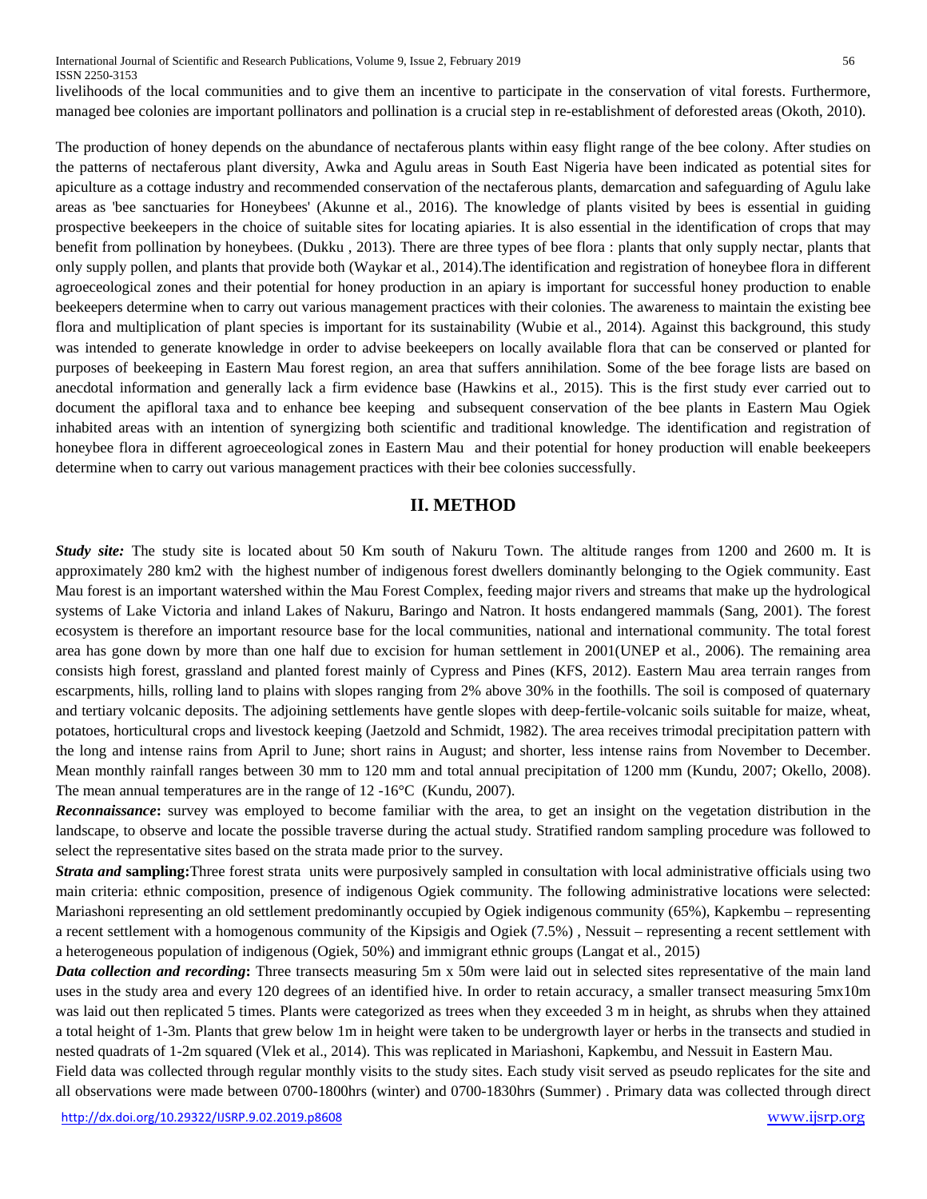livelihoods of the local communities and to give them an incentive to participate in the conservation of vital forests. Furthermore, managed bee colonies are important pollinators and pollination is a crucial step in re-establishment of deforested areas (Okoth, 2010).

The production of honey depends on the abundance of nectaferous plants within easy flight range of the bee colony. After studies on the patterns of nectaferous plant diversity, Awka and Agulu areas in South East Nigeria have been indicated as potential sites for apiculture as a cottage industry and recommended conservation of the nectaferous plants, demarcation and safeguarding of Agulu lake areas as 'bee sanctuaries for Honeybees' (Akunne et al., 2016). The knowledge of plants visited by bees is essential in guiding prospective beekeepers in the choice of suitable sites for locating apiaries. It is also essential in the identification of crops that may benefit from pollination by honeybees. (Dukku , 2013). There are three types of bee flora : plants that only supply nectar, plants that only supply pollen, and plants that provide both (Waykar et al., 2014).The identification and registration of honeybee flora in different agroeceological zones and their potential for honey production in an apiary is important for successful honey production to enable beekeepers determine when to carry out various management practices with their colonies. The awareness to maintain the existing bee flora and multiplication of plant species is important for its sustainability (Wubie et al., 2014). Against this background, this study was intended to generate knowledge in order to advise beekeepers on locally available flora that can be conserved or planted for purposes of beekeeping in Eastern Mau forest region, an area that suffers annihilation. Some of the bee forage lists are based on anecdotal information and generally lack a firm evidence base (Hawkins et al., 2015). This is the first study ever carried out to document the apifloral taxa and to enhance bee keeping and subsequent conservation of the bee plants in Eastern Mau Ogiek inhabited areas with an intention of synergizing both scientific and traditional knowledge. The identification and registration of honeybee flora in different agroeceological zones in Eastern Mau and their potential for honey production will enable beekeepers determine when to carry out various management practices with their bee colonies successfully.

## II. METHOD

***Study site:*** The study site is located about 50 Km south of Nakuru Town. The altitude ranges from 1200 and 2600 m. It is approximately 280 km2 with the highest number of indigenous forest dwellers dominantly belonging to the Ogiek community. East Mau forest is an important watershed within the Mau Forest Complex, feeding major rivers and streams that make up the hydrological systems of Lake Victoria and inland Lakes of Nakuru, Baringo and Natron. It hosts endangered mammals (Sang, 2001). The forest ecosystem is therefore an important resource base for the local communities, national and international community. The total forest area has gone down by more than one half due to excision for human settlement in 2001(UNEP et al., 2006). The remaining area consists high forest, grassland and planted forest mainly of Cypress and Pines (KFS, 2012). Eastern Mau area terrain ranges from escarpments, hills, rolling land to plains with slopes ranging from 2% above 30% in the foothills. The soil is composed of quaternary and tertiary volcanic deposits. The adjoining settlements have gentle slopes with deep-fertile-volcanic soils suitable for maize, wheat, potatoes, horticultural crops and livestock keeping (Jaetzold and Schmidt, 1982). The area receives trimodal precipitation pattern with the long and intense rains from April to June; short rains in August; and shorter, less intense rains from November to December. Mean monthly rainfall ranges between 30 mm to 120 mm and total annual precipitation of 1200 mm (Kundu, 2007; Okello, 2008). The mean annual temperatures are in the range of 12 -16°C (Kundu, 2007).

***Reconnaissance*:** survey was employed to become familiar with the area, to get an insight on the vegetation distribution in the landscape, to observe and locate the possible traverse during the actual study. Stratified random sampling procedure was followed to select the representative sites based on the strata made prior to the survey.

***Strata and* sampling:**Three forest strata units were purposively sampled in consultation with local administrative officials using two main criteria: ethnic composition, presence of indigenous Ogiek community. The following administrative locations were selected: Mariashoni representing an old settlement predominantly occupied by Ogiek indigenous community (65%), Kapkembu – representing a recent settlement with a homogenous community of the Kipsigis and Ogiek (7.5%) , Nessuit – representing a recent settlement with a heterogeneous population of indigenous (Ogiek, 50%) and immigrant ethnic groups (Langat et al., 2015)

***Data collection and recording*:** Three transects measuring 5m x 50m were laid out in selected sites representative of the main land uses in the study area and every 120 degrees of an identified hive. In order to retain accuracy, a smaller transect measuring 5mx10m was laid out then replicated 5 times. Plants were categorized as trees when they exceeded 3 m in height, as shrubs when they attained a total height of 1-3m. Plants that grew below 1m in height were taken to be undergrowth layer or herbs in the transects and studied in nested quadrats of 1-2m squared (Vlek et al., 2014). This was replicated in Mariashoni, Kapkembu, and Nessuit in Eastern Mau.

Field data was collected through regular monthly visits to the study sites. Each study visit served as pseudo replicates for the site and all observations were made between 0700-1800hrs (winter) and 0700-1830hrs (Summer) . Primary data was collected through direct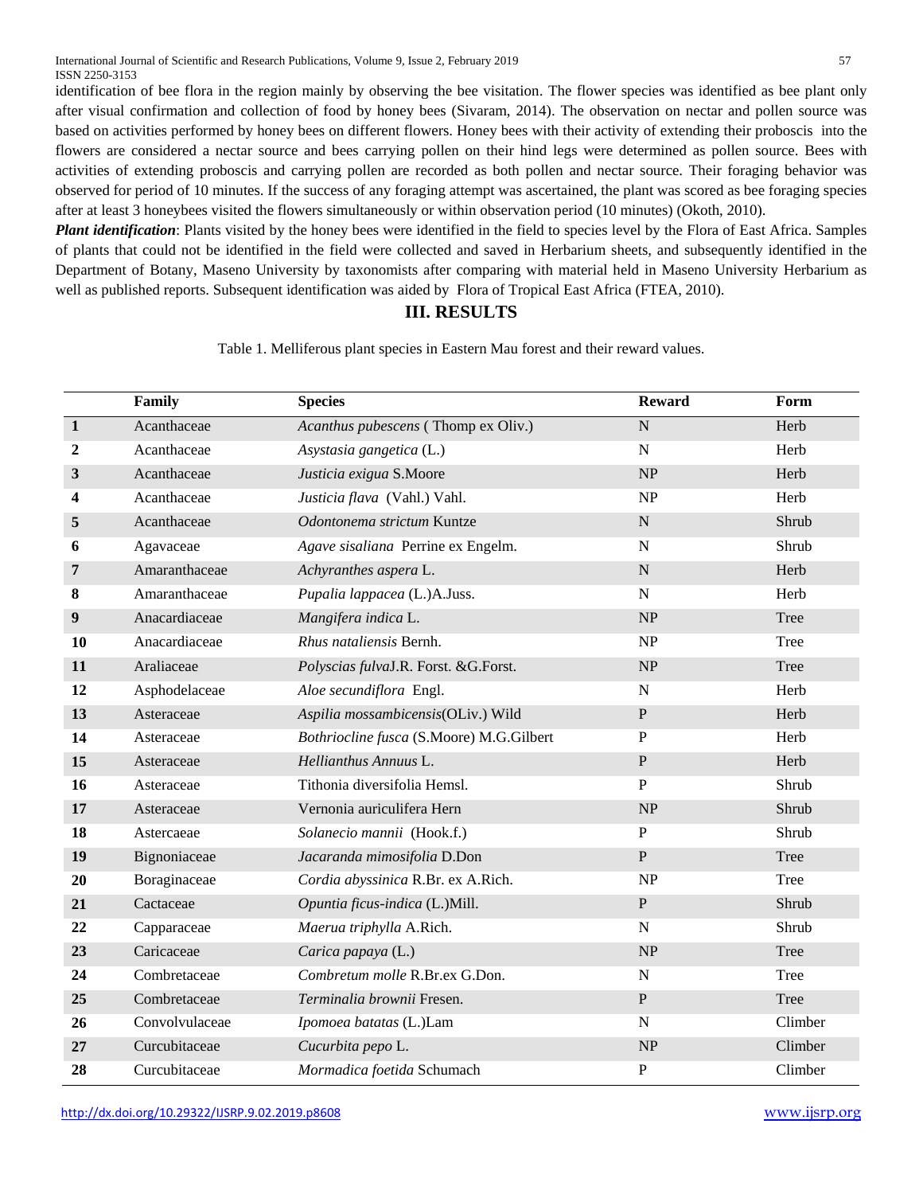identification of bee flora in the region mainly by observing the bee visitation. The flower species was identified as bee plant only after visual confirmation and collection of food by honey bees (Sivaram, 2014). The observation on nectar and pollen source was based on activities performed by honey bees on different flowers. Honey bees with their activity of extending their proboscis into the flowers are considered a nectar source and bees carrying pollen on their hind legs were determined as pollen source. Bees with activities of extending proboscis and carrying pollen are recorded as both pollen and nectar source. Their foraging behavior was observed for period of 10 minutes. If the success of any foraging attempt was ascertained, the plant was scored as bee foraging species after at least 3 honeybees visited the flowers simultaneously or within observation period (10 minutes) (Okoth, 2010).

***Plant identification***: Plants visited by the honey bees were identified in the field to species level by the Flora of East Africa. Samples of plants that could not be identified in the field were collected and saved in Herbarium sheets, and subsequently identified in the Department of Botany, Maseno University by taxonomists after comparing with material held in Maseno University Herbarium as well as published reports. Subsequent identification was aided by Flora of Tropical East Africa (FTEA, 2010).

## III. RESULTS

Table 1. Melliferous plant species in Eastern Mau forest and their reward values.

| | Family | Species | Reward | Form |
|---|---|---|---|---|
| **1** | Acanthaceae | *Acanthus pubescens* ( Thomp ex Oliv.) | N | Herb |
| **2** | Acanthaceae | *Asystasia gangetica* (L.) | N | Herb |
| **3** | Acanthaceae | *Justicia exigua* S.Moore | NP | Herb |
| **4** | Acanthaceae | *Justicia flava* (Vahl.) Vahl. | NP | Herb |
| **5** | Acanthaceae | *Odontonema strictum* Kuntze | N | Shrub |
| **6** | Agavaceae | *Agave sisaliana* Perrine ex Engelm. | N | Shrub |
| **7** | Amaranthaceae | *Achyranthes aspera* L. | N | Herb |
| **8** | Amaranthaceae | *Pupalia lappacea* (L.)A.Juss. | N | Herb |
| **9** | Anacardiaceae | *Mangifera indica* L. | NP | Tree |
| **10** | Anacardiaceae | *Rhus nataliensis* Bernh. | NP | Tree |
| **11** | Araliaceae | *Polyscias fulva*J.R. Forst. &G.Forst. | NP | Tree |
| **12** | Asphodelaceae | *Aloe secundiflora* Engl. | N | Herb |
| **13** | Asteraceae | *Aspilia mossambicensis*(OLiv.) Wild | P | Herb |
| **14** | Asteraceae | *Bothriocline fusca* (S.Moore) M.G.Gilbert | P | Herb |
| **15** | Asteraceae | *Hellianthus Annuus* L. | P | Herb |
| **16** | Asteraceae | Tithonia diversifolia Hemsl. | P | Shrub |
| **17** | Asteraceae | Vernonia auriculifera Hern | NP | Shrub |
| **18** | Astercaeae | *Solanecio mannii* (Hook.f.) | P | Shrub |
| **19** | Bignoniaceae | *Jacaranda mimosifolia* D.Don | P | Tree |
| **20** | Boraginaceae | *Cordia abyssinica* R.Br. ex A.Rich. | NP | Tree |
| **21** | Cactaceae | *Opuntia ficus-indica* (L.)Mill. | P | Shrub |
| **22** | Capparaceae | *Maerua triphylla* A.Rich. | N | Shrub |
| **23** | Caricaceae | *Carica papaya* (L.) | NP | Tree |
| **24** | Combretaceae | *Combretum molle* R.Br.ex G.Don. | N | Tree |
| **25** | Combretaceae | *Terminalia brownii* Fresen. | P | Tree |
| **26** | Convolvulaceae | *Ipomoea batatas* (L.)Lam | N | Climber |
| **27** | Curcubitaceae | *Cucurbita pepo* L. | NP | Climber |
| **28** | Curcubitaceae | *Mormadica foetida* Schumach | P | Climber |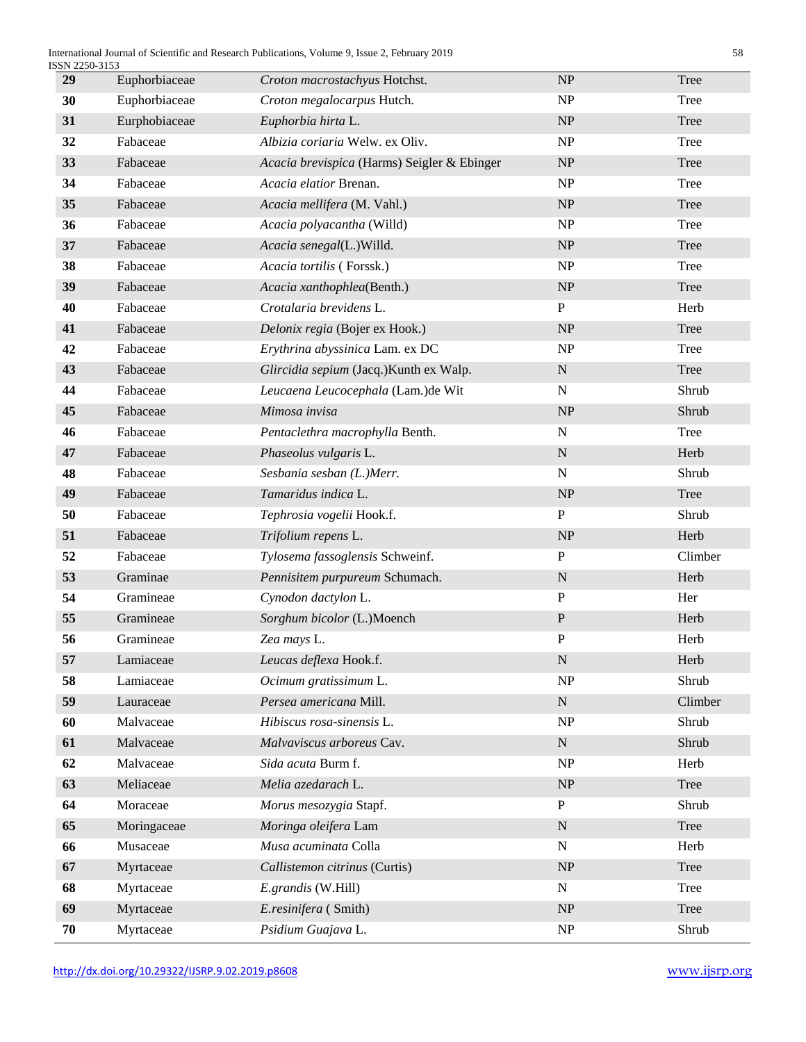| 29 | Euphorbiaceae | *Croton macrostachyus* Hotchst. | NP | Tree |
|---|---|---|---|---|
| 30 | Euphorbiaceae | *Croton megalocarpus* Hutch. | NP | Tree |
| 31 | Eurphobiaceae | *Euphorbia hirta* L. | NP | Tree |
| 32 | Fabaceae | *Albizia coriaria* Welw. ex Oliv. | NP | Tree |
| 33 | Fabaceae | *Acacia brevispica* (Harms) Seigler & Ebinger | NP | Tree |
| 34 | Fabaceae | *Acacia elatior* Brenan. | NP | Tree |
| 35 | Fabaceae | *Acacia mellifera* (M. Vahl.) | NP | Tree |
| 36 | Fabaceae | *Acacia polyacantha* (Willd) | NP | Tree |
| 37 | Fabaceae | *Acacia senegal*(L.)Willd. | NP | Tree |
| 38 | Fabaceae | *Acacia tortilis* ( Forssk.) | NP | Tree |
| 39 | Fabaceae | *Acacia xanthophlea*(Benth.) | NP | Tree |
| 40 | Fabaceae | *Crotalaria brevidens* L. | P | Herb |
| 41 | Fabaceae | *Delonix regia* (Bojer ex Hook.) | NP | Tree |
| 42 | Fabaceae | *Erythrina abyssinica* Lam. ex DC | NP | Tree |
| 43 | Fabaceae | *Glircidia sepium* (Jacq.)Kunth ex Walp. | N | Tree |
| 44 | Fabaceae | *Leucaena Leucocephala* (Lam.)de Wit | N | Shrub |
| 45 | Fabaceae | *Mimosa invisa* | NP | Shrub |
| 46 | Fabaceae | *Pentaclethra macrophylla* Benth. | N | Tree |
| 47 | Fabaceae | *Phaseolus vulgaris* L. | N | Herb |
| 48 | Fabaceae | *Sesbania sesban (L.)Merr.* | N | Shrub |
| 49 | Fabaceae | *Tamaridus indica* L. | NP | Tree |
| 50 | Fabaceae | *Tephrosia vogelii* Hook.f. | P | Shrub |
| 51 | Fabaceae | *Trifolium repens* L. | NP | Herb |
| 52 | Fabaceae | *Tylosema fassoglensis* Schweinf. | P | Climber |
| 53 | Graminae | *Pennisitem purpureum* Schumach. | N | Herb |
| 54 | Gramineae | *Cynodon dactylon* L. | P | Her |
| 55 | Gramineae | *Sorghum bicolor* (L.)Moench | P | Herb |
| 56 | Gramineae | *Zea mays* L. | P | Herb |
| 57 | Lamiaceae | *Leucas deflexa* Hook.f. | N | Herb |
| 58 | Lamiaceae | *Ocimum gratissimum* L. | NP | Shrub |
| 59 | Lauraceae | *Persea americana* Mill. | N | Climber |
| 60 | Malvaceae | *Hibiscus rosa-sinensis* L. | NP | Shrub |
| 61 | Malvaceae | *Malvaviscus arboreus* Cav. | N | Shrub |
| 62 | Malvaceae | *Sida acuta* Burm f. | NP | Herb |
| 63 | Meliaceae | *Melia azedarach* L. | NP | Tree |
| 64 | Moraceae | *Morus mesozygia* Stapf. | P | Shrub |
| 65 | Moringaceae | *Moringa oleifera* Lam | N | Tree |
| 66 | Musaceae | *Musa acuminata* Colla | N | Herb |
| 67 | Myrtaceae | *Callistemon citrinus* (Curtis) | NP | Tree |
| 68 | Myrtaceae | *E.grandis* (W.Hill) | N | Tree |
| 69 | Myrtaceae | *E.resinifera* ( Smith) | NP | Tree |
| 70 | Myrtaceae | *Psidium Guajava* L. | NP | Shrub |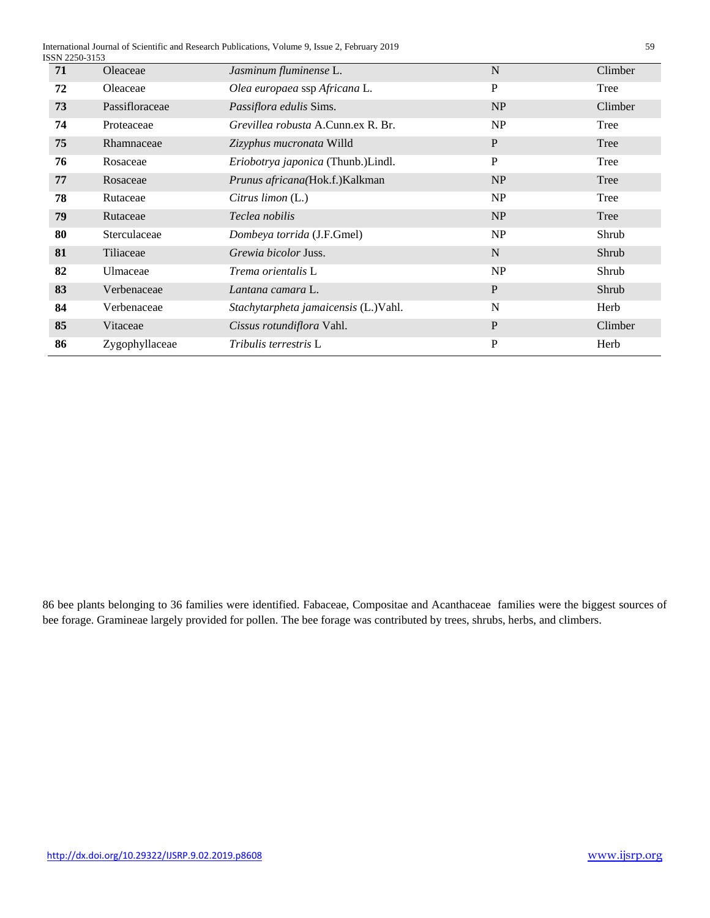| **71** | Oleaceae | *Jasminum fluminense* L. | N | Climber |
|---|---|---|---|---|
| **72** | Oleaceae | *Olea europaea* ssp *Africana* L. | P | Tree |
| **73** | Passifloraceae | *Passiflora edulis* Sims. | NP | Climber |
| **74** | Proteaceae | *Grevillea robusta* A.Cunn.ex R. Br. | NP | Tree |
| **75** | Rhamnaceae | *Zizyphus mucronata* Willd | P | Tree |
| **76** | Rosaceae | *Eriobotrya japonica* (Thunb.)Lindl. | P | Tree |
| **77** | Rosaceae | *Prunus africana(*Hok.f.)Kalkman | NP | Tree |
| **78** | Rutaceae | *Citrus limon* (L.) | NP | Tree |
| **79** | Rutaceae | *Teclea nobilis* | NP | Tree |
| **80** | Sterculaceae | *Dombeya torrida* (J.F.Gmel) | NP | Shrub |
| **81** | Tiliaceae | *Grewia bicolor* Juss. | N | Shrub |
| **82** | Ulmaceae | *Trema orientalis* L | NP | Shrub |
| **83** | Verbenaceae | *Lantana camara* L. | P | Shrub |
| **84** | Verbenaceae | *Stachytarpheta jamaicensis* (L.)Vahl. | N | Herb |
| **85** | Vitaceae | *Cissus rotundiflora* Vahl. | P | Climber |
| **86** | Zygophyllaceae | *Tribulis terrestris* L | P | Herb |

86 bee plants belonging to 36 families were identified. Fabaceae, Compositae and Acanthaceae families were the biggest sources of bee forage. Gramineae largely provided for pollen. The bee forage was contributed by trees, shrubs, herbs, and climbers.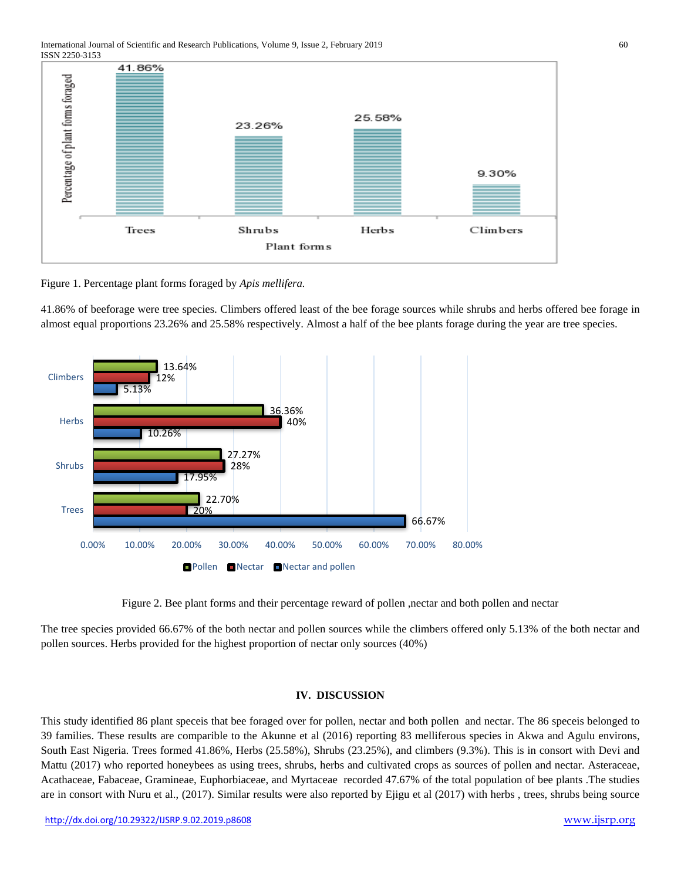Figure 1. Percentage plant forms foraged by *Apis mellifera.*

41.86% of beeforage were tree species. Climbers offered least of the bee forage sources while shrubs and herbs offered bee forage in almost equal proportions 23.26% and 25.58% respectively. Almost a half of the bee plants forage during the year are tree species.

Figure 2. Bee plant forms and their percentage reward of pollen ,nectar and both pollen and nectar

The tree species provided 66.67% of the both nectar and pollen sources while the climbers offered only 5.13% of the both nectar and pollen sources. Herbs provided for the highest proportion of nectar only sources (40%)

## IV. DISCUSSION

This study identified 86 plant speceis that bee foraged over for pollen, nectar and both pollen and nectar. The 86 speceis belonged to 39 families. These results are comparible to the Akunne et al (2016) reporting 83 melliferous species in Akwa and Agulu environs, South East Nigeria. Trees formed 41.86%, Herbs (25.58%), Shrubs (23.25%), and climbers (9.3%). This is in consort with Devi and Mattu (2017) who reported honeybees as using trees, shrubs, herbs and cultivated crops as sources of pollen and nectar. Asteraceae, Acathaceae, Fabaceae, Gramineae, Euphorbiaceae, and Myrtaceae recorded 47.67% of the total population of bee plants .The studies are in consort with Nuru et al., (2017). Similar results were also reported by Ejigu et al (2017) with herbs , trees, shrubs being source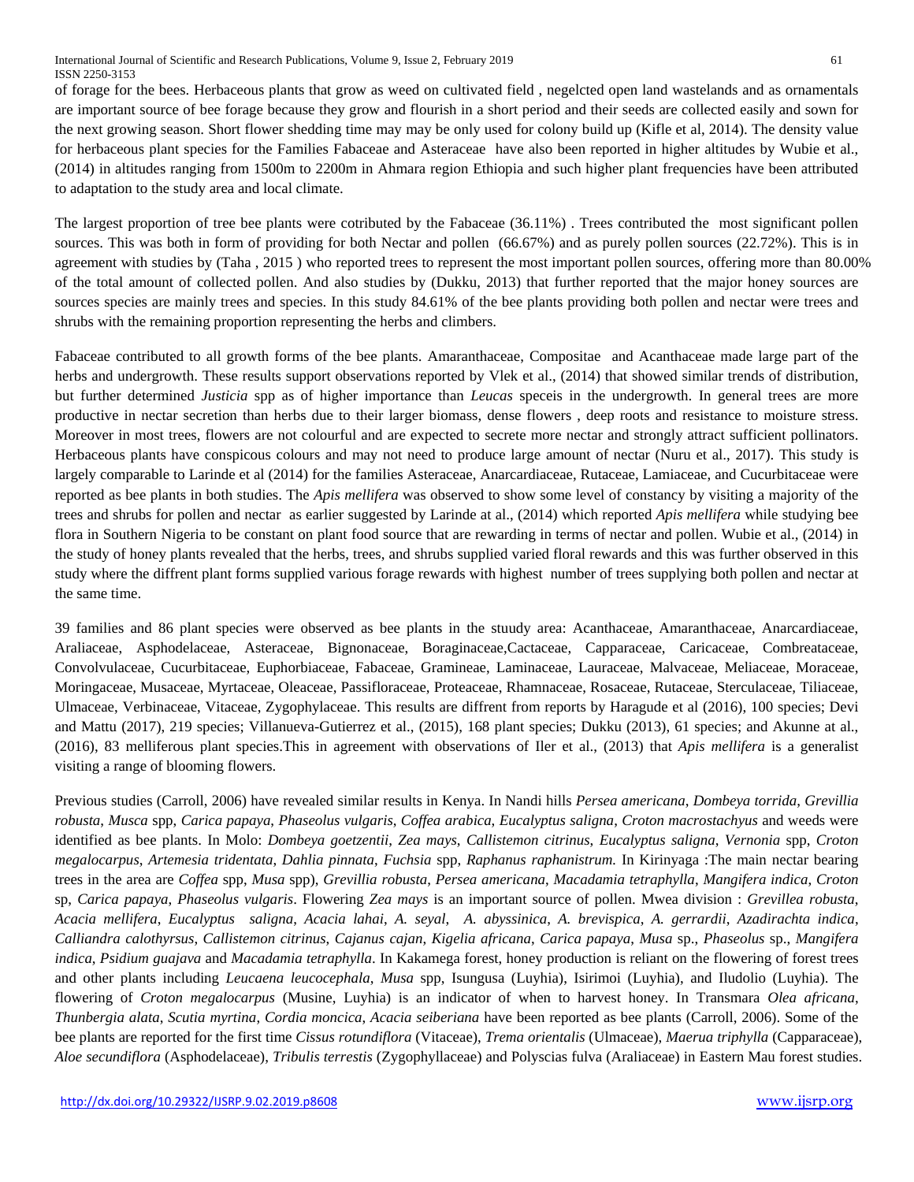of forage for the bees. Herbaceous plants that grow as weed on cultivated field , negelcted open land wastelands and as ornamentals are important source of bee forage because they grow and flourish in a short period and their seeds are collected easily and sown for the next growing season. Short flower shedding time may may be only used for colony build up (Kifle et al, 2014). The density value for herbaceous plant species for the Families Fabaceae and Asteraceae have also been reported in higher altitudes by Wubie et al., (2014) in altitudes ranging from 1500m to 2200m in Ahmara region Ethiopia and such higher plant frequencies have been attributed to adaptation to the study area and local climate.

The largest proportion of tree bee plants were cotributed by the Fabaceae (36.11%) . Trees contributed the most significant pollen sources. This was both in form of providing for both Nectar and pollen (66.67%) and as purely pollen sources (22.72%). This is in agreement with studies by (Taha , 2015 ) who reported trees to represent the most important pollen sources, offering more than 80.00% of the total amount of collected pollen. And also studies by (Dukku, 2013) that further reported that the major honey sources are sources species are mainly trees and species. In this study 84.61% of the bee plants providing both pollen and nectar were trees and shrubs with the remaining proportion representing the herbs and climbers.

Fabaceae contributed to all growth forms of the bee plants. Amaranthaceae, Compositae and Acanthaceae made large part of the herbs and undergrowth. These results support observations reported by Vlek et al., (2014) that showed similar trends of distribution, but further determined *Justicia* spp as of higher importance than *Leucas* speceis in the undergrowth. In general trees are more productive in nectar secretion than herbs due to their larger biomass, dense flowers , deep roots and resistance to moisture stress. Moreover in most trees, flowers are not colourful and are expected to secrete more nectar and strongly attract sufficient pollinators. Herbaceous plants have conspicous colours and may not need to produce large amount of nectar (Nuru et al., 2017). This study is largely comparable to Larinde et al (2014) for the families Asteraceae, Anarcardiaceae, Rutaceae, Lamiaceae, and Cucurbitaceae were reported as bee plants in both studies. The *Apis mellifera* was observed to show some level of constancy by visiting a majority of the trees and shrubs for pollen and nectar as earlier suggested by Larinde at al., (2014) which reported *Apis mellifera* while studying bee flora in Southern Nigeria to be constant on plant food source that are rewarding in terms of nectar and pollen. Wubie et al., (2014) in the study of honey plants revealed that the herbs, trees, and shrubs supplied varied floral rewards and this was further observed in this study where the diffrent plant forms supplied various forage rewards with highest number of trees supplying both pollen and nectar at the same time.

39 families and 86 plant species were observed as bee plants in the stuudy area: Acanthaceae, Amaranthaceae, Anarcardiaceae, Araliaceae, Asphodelaceae, Asteraceae, Bignonaceae, Boraginaceae,Cactaceae, Capparaceae, Caricaceae, Combreataceae, Convolvulaceae, Cucurbitaceae, Euphorbiaceae, Fabaceae, Gramineae, Laminaceae, Lauraceae, Malvaceae, Meliaceae, Moraceae, Moringaceae, Musaceae, Myrtaceae, Oleaceae, Passifloraceae, Proteaceae, Rhamnaceae, Rosaceae, Rutaceae, Sterculaceae, Tiliaceae, Ulmaceae, Verbinaceae, Vitaceae, Zygophylaceae. This results are diffrent from reports by Haragude et al (2016), 100 species; Devi and Mattu (2017), 219 species; Villanueva-Gutierrez et al., (2015), 168 plant species; Dukku (2013), 61 species; and Akunne at al., (2016), 83 melliferous plant species.This in agreement with observations of Iler et al., (2013) that *Apis mellifera* is a generalist visiting a range of blooming flowers.

Previous studies (Carroll, 2006) have revealed similar results in Kenya. In Nandi hills *Persea americana*, *Dombeya torrida*, *Grevillia robusta*, *Musca* spp, *Carica papaya*, *Phaseolus vulgaris*, *Coffea arabica*, *Eucalyptus saligna*, *Croton macrostachyus* and weeds were identified as bee plants. In Molo: *Dombeya goetzentii*, *Zea mays*, *Callistemon citrinus*, *Eucalyptus saligna*, *Vernonia* spp, *Croton megalocarpus*, *Artemesia tridentata, Dahlia pinnata*, *Fuchsia* spp, *Raphanus raphanistrum.* In Kirinyaga :The main nectar bearing trees in the area are *Coffea* spp, *Musa* spp), *Grevillia robusta*, *Persea americana*, *Macadamia tetraphylla*, *Mangifera indica*, *Croton* sp, *Carica papaya*, *Phaseolus vulgaris*. Flowering *Zea mays* is an important source of pollen. Mwea division : *Grevillea robusta*, *Acacia mellifera*, *Eucalyptus saligna*, *Acacia lahai*, *A. seyal*, *A. abyssinica*, *A. brevispica*, *A. gerrardii*, *Azadirachta indica*, *Calliandra calothyrsus*, *Callistemon citrinus*, *Cajanus cajan*, *Kigelia africana*, *Carica papaya*, *Musa* sp., *Phaseolus* sp., *Mangifera indica*, *Psidium guajava* and *Macadamia tetraphylla*. In Kakamega forest, honey production is reliant on the flowering of forest trees and other plants including *Leucaena leucocephala*, *Musa* spp, Isungusa (Luyhia), Isirimoi (Luyhia), and Iludolio (Luyhia). The flowering of *Croton megalocarpus* (Musine, Luyhia) is an indicator of when to harvest honey. In Transmara *Olea africana*, *Thunbergia alata*, *Scutia myrtina*, *Cordia moncica, Acacia seiberiana* have been reported as bee plants (Carroll, 2006). Some of the bee plants are reported for the first time *Cissus rotundiflora* (Vitaceae), *Trema orientalis* (Ulmaceae), *Maerua triphylla* (Capparaceae), *Aloe secundiflora* (Asphodelaceae), *Tribulis terrestis* (Zygophyllaceae) and Polyscias fulva (Araliaceae) in Eastern Mau forest studies.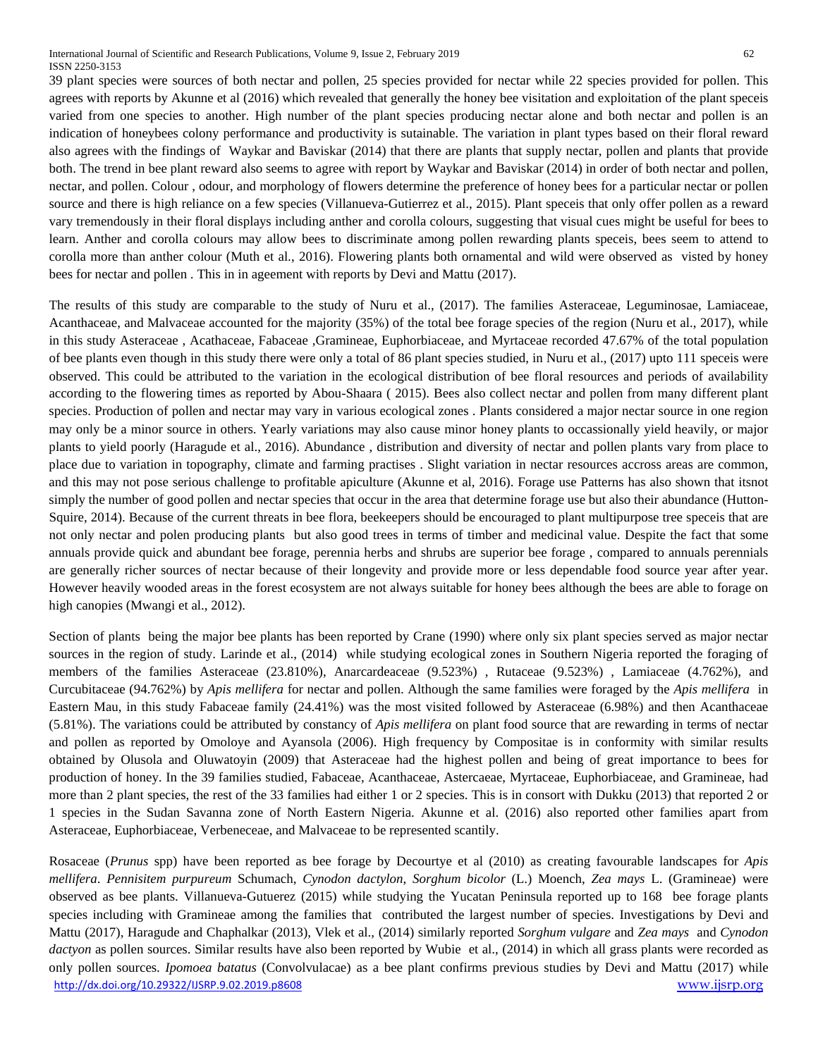39 plant species were sources of both nectar and pollen, 25 species provided for nectar while 22 species provided for pollen. This agrees with reports by Akunne et al (2016) which revealed that generally the honey bee visitation and exploitation of the plant speceis varied from one species to another. High number of the plant species producing nectar alone and both nectar and pollen is an indication of honeybees colony performance and productivity is sutainable. The variation in plant types based on their floral reward also agrees with the findings of Waykar and Baviskar (2014) that there are plants that supply nectar, pollen and plants that provide both. The trend in bee plant reward also seems to agree with report by Waykar and Baviskar (2014) in order of both nectar and pollen, nectar, and pollen. Colour , odour, and morphology of flowers determine the preference of honey bees for a particular nectar or pollen source and there is high reliance on a few species (Villanueva-Gutierrez et al., 2015). Plant speceis that only offer pollen as a reward vary tremendously in their floral displays including anther and corolla colours, suggesting that visual cues might be useful for bees to learn. Anther and corolla colours may allow bees to discriminate among pollen rewarding plants speceis, bees seem to attend to corolla more than anther colour (Muth et al., 2016). Flowering plants both ornamental and wild were observed as visted by honey bees for nectar and pollen . This in in ageement with reports by Devi and Mattu (2017).

The results of this study are comparable to the study of Nuru et al., (2017). The families Asteraceae, Leguminosae, Lamiaceae, Acanthaceae, and Malvaceae accounted for the majority (35%) of the total bee forage species of the region (Nuru et al., 2017), while in this study Asteraceae , Acathaceae, Fabaceae ,Gramineae, Euphorbiaceae, and Myrtaceae recorded 47.67% of the total population of bee plants even though in this study there were only a total of 86 plant species studied, in Nuru et al., (2017) upto 111 speceis were observed. This could be attributed to the variation in the ecological distribution of bee floral resources and periods of availability according to the flowering times as reported by Abou-Shaara ( 2015). Bees also collect nectar and pollen from many different plant species. Production of pollen and nectar may vary in various ecological zones . Plants considered a major nectar source in one region may only be a minor source in others. Yearly variations may also cause minor honey plants to occassionally yield heavily, or major plants to yield poorly (Haragude et al., 2016). Abundance , distribution and diversity of nectar and pollen plants vary from place to place due to variation in topography, climate and farming practises . Slight variation in nectar resources accross areas are common, and this may not pose serious challenge to profitable apiculture (Akunne et al, 2016). Forage use Patterns has also shown that itsnot simply the number of good pollen and nectar species that occur in the area that determine forage use but also their abundance (Hutton-Squire, 2014). Because of the current threats in bee flora, beekeepers should be encouraged to plant multipurpose tree speceis that are not only nectar and polen producing plants but also good trees in terms of timber and medicinal value. Despite the fact that some annuals provide quick and abundant bee forage, perennia herbs and shrubs are superior bee forage , compared to annuals perennials are generally richer sources of nectar because of their longevity and provide more or less dependable food source year after year. However heavily wooded areas in the forest ecosystem are not always suitable for honey bees although the bees are able to forage on high canopies (Mwangi et al., 2012).

Section of plants being the major bee plants has been reported by Crane (1990) where only six plant species served as major nectar sources in the region of study. Larinde et al., (2014) while studying ecological zones in Southern Nigeria reported the foraging of members of the families Asteraceae (23.810%), Anarcardeaceae (9.523%) , Rutaceae (9.523%) , Lamiaceae (4.762%), and Curcubitaceae (94.762%) by *Apis mellifera* for nectar and pollen. Although the same families were foraged by the *Apis mellifera* in Eastern Mau, in this study Fabaceae family (24.41%) was the most visited followed by Asteraceae (6.98%) and then Acanthaceae (5.81%). The variations could be attributed by constancy of *Apis mellifera* on plant food source that are rewarding in terms of nectar and pollen as reported by Omoloye and Ayansola (2006). High frequency by Compositae is in conformity with similar results obtained by Olusola and Oluwatoyin (2009) that Asteraceae had the highest pollen and being of great importance to bees for production of honey. In the 39 families studied, Fabaceae, Acanthaceae, Astercaeae, Myrtaceae, Euphorbiaceae, and Gramineae, had more than 2 plant species, the rest of the 33 families had either 1 or 2 species. This is in consort with Dukku (2013) that reported 2 or 1 species in the Sudan Savanna zone of North Eastern Nigeria. Akunne et al. (2016) also reported other families apart from Asteraceae, Euphorbiaceae, Verbeneceae, and Malvaceae to be represented scantily.

Rosaceae (*Prunus* spp) have been reported as bee forage by Decourtye et al (2010) as creating favourable landscapes for *Apis mellifera*. *Pennisitem purpureum* Schumach, *Cynodon dactylon*, *Sorghum bicolor* (L.) Moench, *Zea mays* L. (Gramineae) were observed as bee plants. Villanueva-Gutuerez (2015) while studying the Yucatan Peninsula reported up to 168 bee forage plants species including with Gramineae among the families that contributed the largest number of species. Investigations by Devi and Mattu (2017), Haragude and Chaphalkar (2013), Vlek et al., (2014) similarly reported *Sorghum vulgare* and *Zea mays* and *Cynodon dactyon* as pollen sources. Similar results have also been reported by Wubie et al., (2014) in which all grass plants were recorded as only pollen sources. *Ipomoea batatus* (Convolvulacae) as a bee plant confirms previous studies by Devi and Mattu (2017) while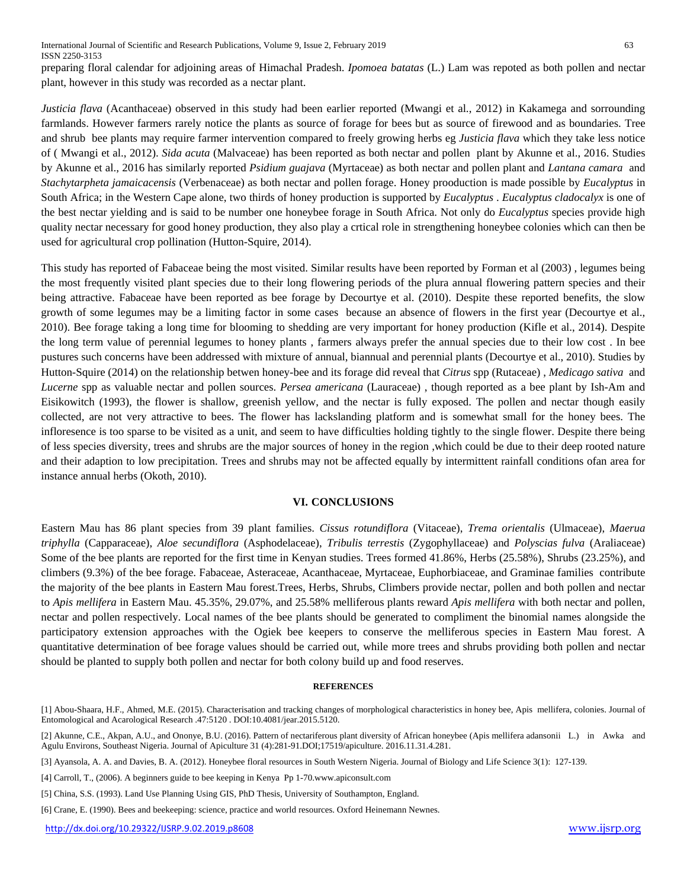preparing floral calendar for adjoining areas of Himachal Pradesh. *Ipomoea batatas* (L.) Lam was repoted as both pollen and nectar plant, however in this study was recorded as a nectar plant.

*Justicia flava* (Acanthaceae) observed in this study had been earlier reported (Mwangi et al., 2012) in Kakamega and sorrounding farmlands. However farmers rarely notice the plants as source of forage for bees but as source of firewood and as boundaries. Tree and shrub bee plants may require farmer intervention compared to freely growing herbs eg *Justicia flava* which they take less notice of ( Mwangi et al., 2012). *Sida acuta* (Malvaceae) has been reported as both nectar and pollen plant by Akunne et al., 2016. Studies by Akunne et al., 2016 has similarly reported *Psidium guajava* (Myrtaceae) as both nectar and pollen plant and *Lantana camara* and *Stachytarpheta jamaicacensis* (Verbenaceae) as both nectar and pollen forage. Honey prooduction is made possible by *Eucalyptus* in South Africa; in the Western Cape alone, two thirds of honey production is supported by *Eucalyptus* . *Eucalyptus cladocalyx* is one of the best nectar yielding and is said to be number one honeybee forage in South Africa. Not only do *Eucalyptus* species provide high quality nectar necessary for good honey production, they also play a crtical role in strengthening honeybee colonies which can then be used for agricultural crop pollination (Hutton-Squire, 2014).

This study has reported of Fabaceae being the most visited. Similar results have been reported by Forman et al (2003) , legumes being the most frequently visited plant species due to their long flowering periods of the plura annual flowering pattern species and their being attractive. Fabaceae have been reported as bee forage by Decourtye et al. (2010). Despite these reported benefits, the slow growth of some legumes may be a limiting factor in some cases because an absence of flowers in the first year (Decourtye et al., 2010). Bee forage taking a long time for blooming to shedding are very important for honey production (Kifle et al., 2014). Despite the long term value of perennial legumes to honey plants , farmers always prefer the annual species due to their low cost . In bee pustures such concerns have been addressed with mixture of annual, biannual and perennial plants (Decourtye et al., 2010). Studies by Hutton-Squire (2014) on the relationship betwen honey-bee and its forage did reveal that *Citrus* spp (Rutaceae) , *Medicago sativa* and *Lucerne* spp as valuable nectar and pollen sources. *Persea americana* (Lauraceae) , though reported as a bee plant by Ish-Am and Eisikowitch (1993), the flower is shallow, greenish yellow, and the nectar is fully exposed. The pollen and nectar though easily collected, are not very attractive to bees. The flower has lackslanding platform and is somewhat small for the honey bees. The infloresence is too sparse to be visited as a unit, and seem to have difficulties holding tightly to the single flower. Despite there being of less species diversity, trees and shrubs are the major sources of honey in the region ,which could be due to their deep rooted nature and their adaption to low precipitation. Trees and shrubs may not be affected equally by intermittent rainfall conditions ofan area for instance annual herbs (Okoth, 2010).

## VI. CONCLUSIONS

Eastern Mau has 86 plant species from 39 plant families. *Cissus rotundiflora* (Vitaceae), *Trema orientalis* (Ulmaceae), *Maerua triphylla* (Capparaceae), *Aloe secundiflora* (Asphodelaceae), *Tribulis terrestis* (Zygophyllaceae) and *Polyscias fulva* (Araliaceae) Some of the bee plants are reported for the first time in Kenyan studies. Trees formed 41.86%, Herbs (25.58%), Shrubs (23.25%), and climbers (9.3%) of the bee forage. Fabaceae, Asteraceae, Acanthaceae, Myrtaceae, Euphorbiaceae, and Graminae families contribute the majority of the bee plants in Eastern Mau forest.Trees, Herbs, Shrubs, Climbers provide nectar, pollen and both pollen and nectar to *Apis mellifera* in Eastern Mau. 45.35%, 29.07%, and 25.58% melliferous plants reward *Apis mellifera* with both nectar and pollen, nectar and pollen respectively. Local names of the bee plants should be generated to compliment the binomial names alongside the participatory extension approaches with the Ogiek bee keepers to conserve the melliferous species in Eastern Mau forest. A quantitative determination of bee forage values should be carried out, while more trees and shrubs providing both pollen and nectar should be planted to supply both pollen and nectar for both colony build up and food reserves.

### REFERENCES

[1] Abou-Shaara, H.F., Ahmed, M.E. (2015). Characterisation and tracking changes of morphological characteristics in honey bee, Apis mellifera, colonies. Journal of Entomological and Acarological Research .47:5120 . DOI:10.4081/jear.2015.5120.

[2] Akunne, C.E., Akpan, A.U., and Ononye, B.U. (2016). Pattern of nectariferous plant diversity of African honeybee (Apis mellifera adansonii L.) in Awka and Agulu Environs, Southeast Nigeria. Journal of Apiculture 31 (4):281-91.DOI;17519/apiculture. 2016.11.31.4.281.

[3] Ayansola, A. A. and Davies, B. A. (2012). Honeybee floral resources in South Western Nigeria. Journal of Biology and Life Science 3(1): 127-139.

[4] Carroll, T., (2006). A beginners guide to bee keeping in Kenya Pp 1-70.www.apiconsult.com

[5] China, S.S. (1993). Land Use Planning Using GIS, PhD Thesis, University of Southampton, England.

[6] Crane, E. (1990). Bees and beekeeping: science, practice and world resources. Oxford Heinemann Newnes.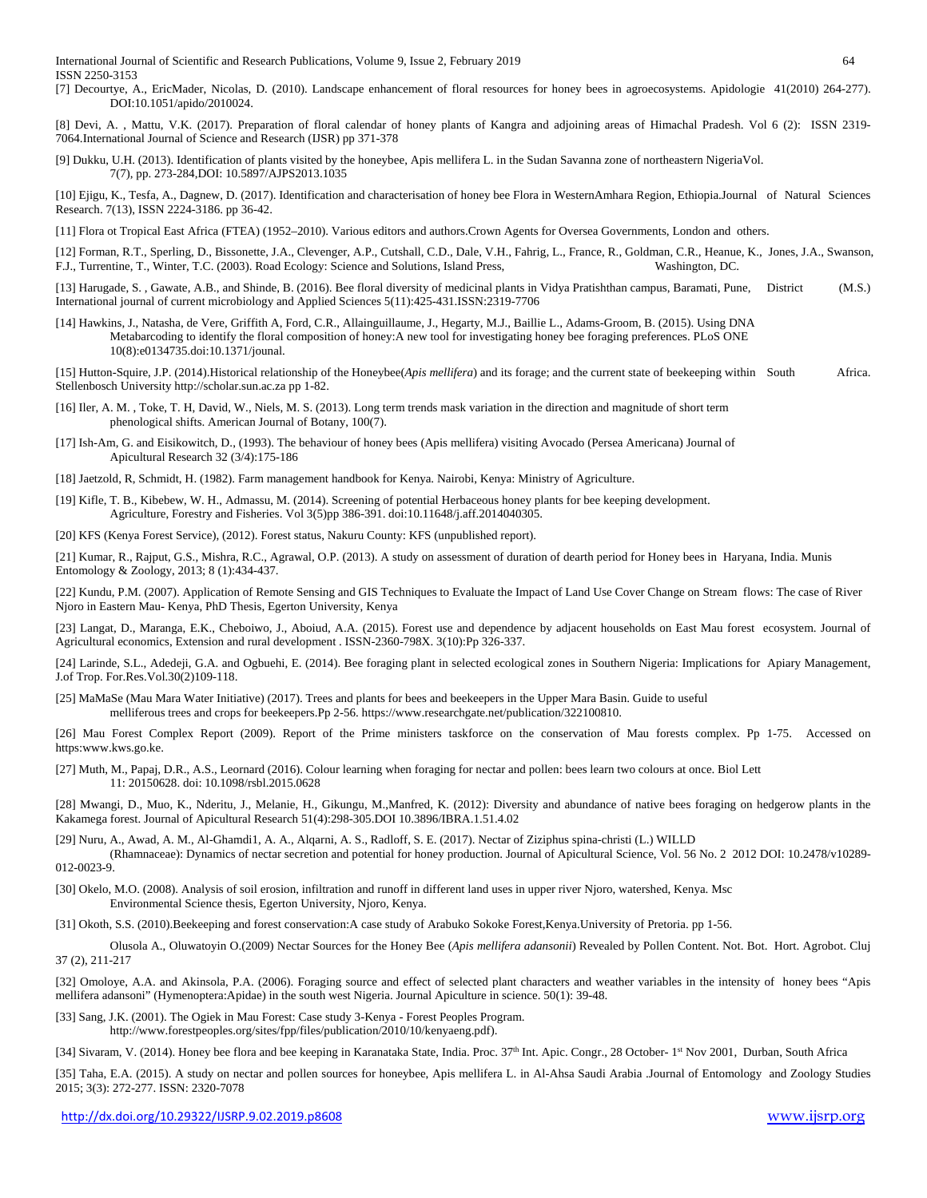[7] Decourtye, A., EricMader, Nicolas, D. (2010). Landscape enhancement of floral resources for honey bees in agroecosystems. Apidologie 41(2010) 264-277). DOI:10.1051/apido/2010024.

[8] Devi, A. , Mattu, V.K. (2017). Preparation of floral calendar of honey plants of Kangra and adjoining areas of Himachal Pradesh. Vol 6 (2): ISSN 2319-7064.International Journal of Science and Research (IJSR) pp 371-378

[9] Dukku, U.H. (2013). Identification of plants visited by the honeybee, Apis mellifera L. in the Sudan Savanna zone of northeastern NigeriaVol. 7(7), pp. 273-284,DOI: 10.5897/AJPS2013.1035

[10] Ejigu, K., Tesfa, A., Dagnew, D. (2017). Identification and characterisation of honey bee Flora in WesternAmhara Region, Ethiopia.Journal of Natural Sciences Research. 7(13), ISSN 2224-3186. pp 36-42.

[11] Flora ot Tropical East Africa (FTEA) (1952–2010). Various editors and authors.Crown Agents for Oversea Governments, London and others.

[12] Forman, R.T., Sperling, D., Bissonette, J.A., Clevenger, A.P., Cutshall, C.D., Dale, V.H., Fahrig, L., France, R., Goldman, C.R., Heanue, K., Jones, J.A., Swanson, F.J., Turrentine, T., Winter, T.C. (2003). Road Ecology: Science and Solutions, Island Press, Washington, DC.

[13] Harugade, S. , Gawate, A.B., and Shinde, B. (2016). Bee floral diversity of medicinal plants in Vidya Pratishthan campus, Baramati, Pune, District (M.S.) International journal of current microbiology and Applied Sciences 5(11):425-431.ISSN:2319-7706

[14] Hawkins, J., Natasha, de Vere, Griffith A, Ford, C.R., Allainguillaume, J., Hegarty, M.J., Baillie L., Adams-Groom, B. (2015). Using DNA Metabarcoding to identify the floral composition of honey:A new tool for investigating honey bee foraging preferences. PLoS ONE 10(8):e0134735.doi:10.1371/jounal.

[15] Hutton-Squire, J.P. (2014).Historical relationship of the Honeybee(*Apis mellifera*) and its forage; and the current state of beekeeping within South Africa. Stellenbosch University http://scholar.sun.ac.za pp 1-82.

[16] Iler, A. M. , Toke, T. H, David, W., Niels, M. S. (2013). Long term trends mask variation in the direction and magnitude of short term phenological shifts. American Journal of Botany, 100(7).

[17] Ish-Am, G. and Eisikowitch, D., (1993). The behaviour of honey bees (Apis mellifera) visiting Avocado (Persea Americana) Journal of Apicultural Research 32 (3/4):175-186

[18] Jaetzold, R, Schmidt, H. (1982). Farm management handbook for Kenya. Nairobi, Kenya: Ministry of Agriculture.

[19] Kifle, T. B., Kibebew, W. H., Admassu, M. (2014). Screening of potential Herbaceous honey plants for bee keeping development. Agriculture, Forestry and Fisheries. Vol 3(5)pp 386-391. doi:10.11648/j.aff.2014040305.

[20] KFS (Kenya Forest Service), (2012). Forest status, Nakuru County: KFS (unpublished report).

[21] Kumar, R., Rajput, G.S., Mishra, R.C., Agrawal, O.P. (2013). A study on assessment of duration of dearth period for Honey bees in Haryana, India. Munis Entomology & Zoology, 2013; 8 (1):434-437.

[22] Kundu, P.M. (2007). Application of Remote Sensing and GIS Techniques to Evaluate the Impact of Land Use Cover Change on Stream flows: The case of River Njoro in Eastern Mau- Kenya, PhD Thesis, Egerton University, Kenya

[23] Langat, D., Maranga, E.K., Cheboiwo, J., Aboiud, A.A. (2015). Forest use and dependence by adjacent households on East Mau forest ecosystem. Journal of Agricultural economics, Extension and rural development . ISSN-2360-798X. 3(10):Pp 326-337.

[24] Larinde, S.L., Adedeji, G.A. and Ogbuehi, E. (2014). Bee foraging plant in selected ecological zones in Southern Nigeria: Implications for Apiary Management, J.of Trop. For.Res.Vol.30(2)109-118.

[25] MaMaSe (Mau Mara Water Initiative) (2017). Trees and plants for bees and beekeepers in the Upper Mara Basin. Guide to useful melliferous trees and crops for beekeepers.Pp 2-56. https://www.researchgate.net/publication/322100810.

[26] Mau Forest Complex Report (2009). Report of the Prime ministers taskforce on the conservation of Mau forests complex. Pp 1-75. Accessed on https:www.kws.go.ke.

[27] Muth, M., Papaj, D.R., A.S., Leornard (2016). Colour learning when foraging for nectar and pollen: bees learn two colours at once. Biol Lett 11: 20150628. doi: 10.1098/rsbl.2015.0628

[28] Mwangi, D., Muo, K., Nderitu, J., Melanie, H., Gikungu, M.,Manfred, K. (2012): Diversity and abundance of native bees foraging on hedgerow plants in the Kakamega forest. Journal of Apicultural Research 51(4):298-305.DOI 10.3896/IBRA.1.51.4.02

[29] Nuru, A., Awad, A. M., Al-Ghamdi1, A. A., Alqarni, A. S., Radloff, S. E. (2017). Nectar of Ziziphus spina-christi (L.) WILLD (Rhamnaceae): Dynamics of nectar secretion and potential for honey production. Journal of Apicultural Science, Vol. 56 No. 2 2012 DOI: 10.2478/v10289-012-0023-9.

[30] Okelo, M.O. (2008). Analysis of soil erosion, infiltration and runoff in different land uses in upper river Njoro, watershed, Kenya. Msc Environmental Science thesis, Egerton University, Njoro, Kenya.

[31] Okoth, S.S. (2010).Beekeeping and forest conservation:A case study of Arabuko Sokoke Forest,Kenya.University of Pretoria. pp 1-56.

Olusola A., Oluwatoyin O.(2009) Nectar Sources for the Honey Bee (*Apis mellifera adansonii*) Revealed by Pollen Content. Not. Bot. Hort. Agrobot. Cluj 37 (2), 211-217

[32] Omoloye, A.A. and Akinsola, P.A. (2006). Foraging source and effect of selected plant characters and weather variables in the intensity of honey bees "Apis mellifera adansoni" (Hymenoptera:Apidae) in the south west Nigeria. Journal Apiculture in science. 50(1): 39-48.

[33] Sang, J.K. (2001). The Ogiek in Mau Forest: Case study 3-Kenya - Forest Peoples Program. http://www.forestpeoples.org/sites/fpp/files/publication/2010/10/kenyaeng.pdf).

[34] Sivaram, V. (2014). Honey bee flora and bee keeping in Karanataka State, India. Proc. 37th Int. Apic. Congr., 28 October- 1st Nov 2001, Durban, South Africa

[35] Taha, E.A. (2015). A study on nectar and pollen sources for honeybee, Apis mellifera L. in Al-Ahsa Saudi Arabia .Journal of Entomology and Zoology Studies 2015; 3(3): 272-277. ISSN: 2320-7078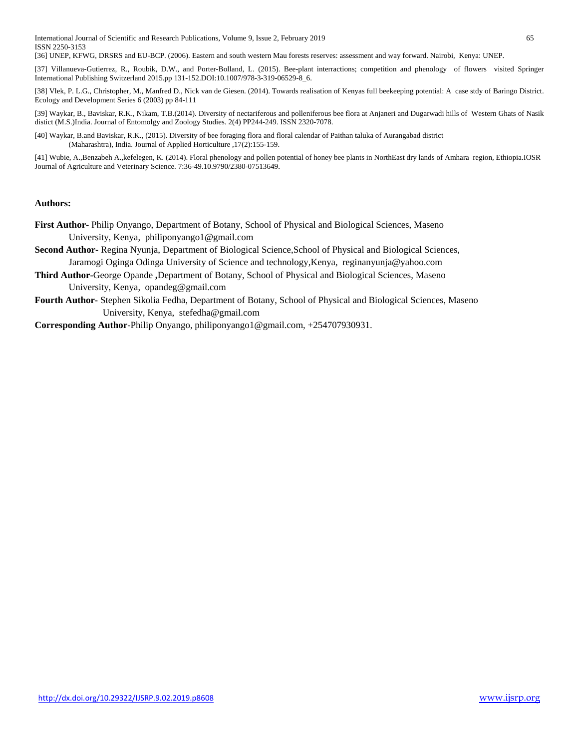[36] UNEP, KFWG, DRSRS and EU-BCP. (2006). Eastern and south western Mau forests reserves: assessment and way forward. Nairobi, Kenya: UNEP.

[37] Villanueva-Gutierrez, R., Roubik, D.W., and Porter-Bolland, L. (2015). Bee-plant interractions; competition and phenology of flowers visited Springer International Publishing Switzerland 2015.pp 131-152.DOI:10.1007/978-3-319-06529-8_6.

[38] Vlek, P. L.G., Christopher, M., Manfred D., Nick van de Giesen. (2014). Towards realisation of Kenyas full beekeeping potential: A case stdy of Baringo District. Ecology and Development Series 6 (2003) pp 84-111

[39] Waykar, B., Baviskar, R.K., Nikam, T.B.(2014). Diversity of nectariferous and polleniferous bee flora at Anjaneri and Dugarwadi hills of Western Ghats of Nasik distict (M.S.)India. Journal of Entomolgy and Zoology Studies. 2(4) PP244-249. ISSN 2320-7078.

[40] Waykar, B.and Baviskar, R.K., (2015). Diversity of bee foraging flora and floral calendar of Paithan taluka of Aurangabad district (Maharashtra), India. Journal of Applied Horticulture ,17(2):155-159.

[41] Wubie, A.,Benzabeh A.,kefelegen, K. (2014). Floral phenology and pollen potential of honey bee plants in NorthEast dry lands of Amhara region, Ethiopia.IOSR Journal of Agriculture and Veterinary Science. 7:36-49.10.9790/2380-07513649.

**Authors:**

**First Author**- Philip Onyango, Department of Botany, School of Physical and Biological Sciences, Maseno University, Kenya, philiponyango1@gmail.com

**Second Author**- Regina Nyunja, Department of Biological Science,School of Physical and Biological Sciences, Jaramogi Oginga Odinga University of Science and technology,Kenya, reginanyunja@yahoo.com

**Third Author**-George Opande **,**Department of Botany, School of Physical and Biological Sciences, Maseno University, Kenya, opandeg@gmail.com

**Fourth Author**- Stephen Sikolia Fedha, Department of Botany, School of Physical and Biological Sciences, Maseno University, Kenya, stefedha@gmail.com

**Corresponding Author**-Philip Onyango, philiponyango1@gmail.com, +254707930931.